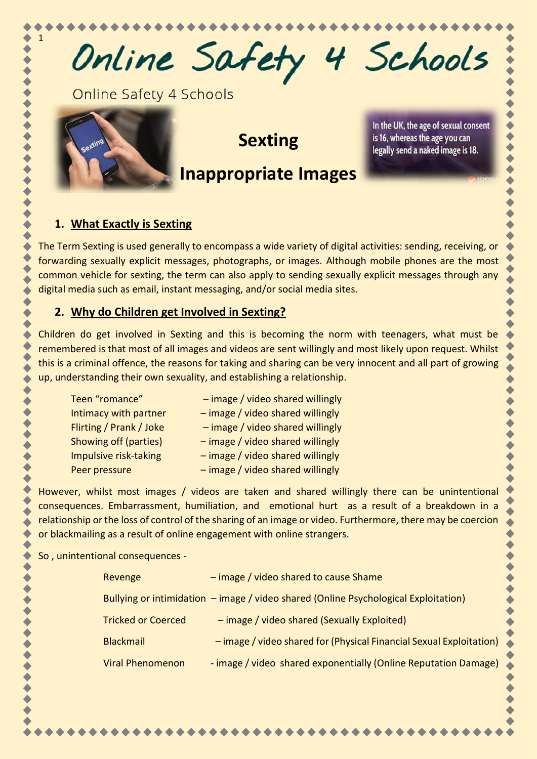# Online Safety 4 Schools

Online Safety 4 Schools

## Sexting

## Inappropriate Images

In the UK, the age of sexual consent is 16, whereas the age you can legally send a naked image is 18.

### 1. What Exactly is Sexting

The Term Sexting is used generally to encompass a wide variety of digital activities: sending, receiving, or forwarding sexually explicit messages, photographs, or images. Although mobile phones are the most common vehicle for sexting, the term can also apply to sending sexually explicit messages through any digital media such as email, instant messaging, and/or social media sites.

### 2. Why do Children get Involved in Sexting?

Children do get involved in Sexting and this is becoming the norm with teenagers, what must be remembered is that most of all images and videos are sent willingly and most likely upon request. Whilst this is a criminal offence, the reasons for taking and sharing can be very innocent and all part of growing up, understanding their own sexuality, and establishing a relationship.

| | |
|---|---|
| Teen "romance" | – image / video shared willingly |
| Intimacy with partner | – image / video shared willingly |
| Flirting / Prank / Joke | – image / video shared willingly |
| Showing off (parties) | – image / video shared willingly |
| Impulsive risk-taking | – image / video shared willingly |
| Peer pressure | – image / video shared willingly |

However, whilst most images / videos are taken and shared willingly there can be unintentional consequences. Embarrassment, humiliation, and emotional hurt as a result of a breakdown in a relationship or the loss of control of the sharing of an image or video. Furthermore, there may be coercion or blackmailing as a result of online engagement with online strangers.

So , unintentional consequences -

| | |
|---|---|
| Revenge | – image / video shared to cause Shame |
| Bullying or intimidation | – image / video shared (Online Psychological Exploitation) |
| Tricked or Coerced | – image / video shared (Sexually Exploited) |
| Blackmail | – image / video shared for (Physical Financial Sexual Exploitation) |
| Viral Phenomenon | - image / video shared exponentially (Online Reputation Damage) |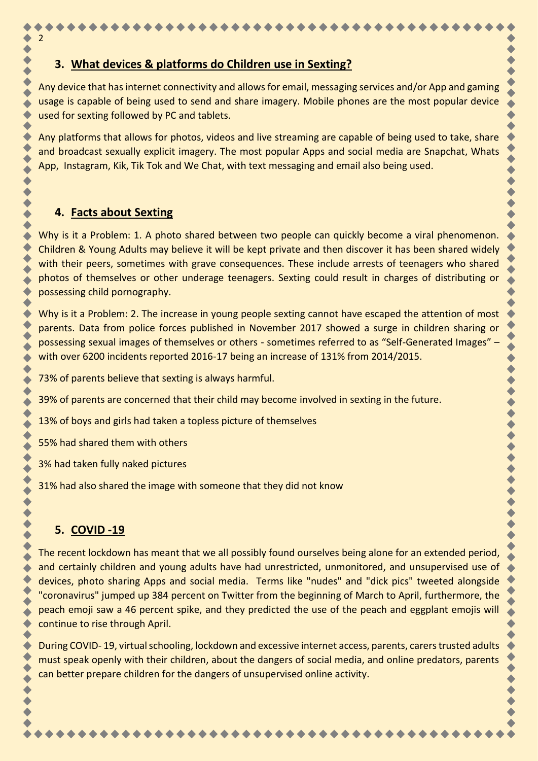## 3. What devices & platforms do Children use in Sexting?

Any device that has internet connectivity and allows for email, messaging services and/or App and gaming usage is capable of being used to send and share imagery. Mobile phones are the most popular device used for sexting followed by PC and tablets.

Any platforms that allows for photos, videos and live streaming are capable of being used to take, share and broadcast sexually explicit imagery. The most popular Apps and social media are Snapchat, Whats App, Instagram, Kik, Tik Tok and We Chat, with text messaging and email also being used.

## 4. Facts about Sexting

Why is it a Problem: 1. A photo shared between two people can quickly become a viral phenomenon. Children & Young Adults may believe it will be kept private and then discover it has been shared widely with their peers, sometimes with grave consequences. These include arrests of teenagers who shared photos of themselves or other underage teenagers. Sexting could result in charges of distributing or possessing child pornography.

Why is it a Problem: 2. The increase in young people sexting cannot have escaped the attention of most parents. Data from police forces published in November 2017 showed a surge in children sharing or possessing sexual images of themselves or others - sometimes referred to as "Self-Generated Images" – with over 6200 incidents reported 2016-17 being an increase of 131% from 2014/2015.

73% of parents believe that sexting is always harmful.

39% of parents are concerned that their child may become involved in sexting in the future.

13% of boys and girls had taken a topless picture of themselves

55% had shared them with others

3% had taken fully naked pictures

31% had also shared the image with someone that they did not know

## 5. COVID -19

The recent lockdown has meant that we all possibly found ourselves being alone for an extended period, and certainly children and young adults have had unrestricted, unmonitored, and unsupervised use of devices, photo sharing Apps and social media. Terms like "nudes" and "dick pics" tweeted alongside "coronavirus" jumped up 384 percent on Twitter from the beginning of March to April, furthermore, the peach emoji saw a 46 percent spike, and they predicted the use of the peach and eggplant emojis will continue to rise through April.

During COVID- 19, virtual schooling, lockdown and excessive internet access, parents, carers trusted adults must speak openly with their children, about the dangers of social media, and online predators, parents can better prepare children for the dangers of unsupervised online activity.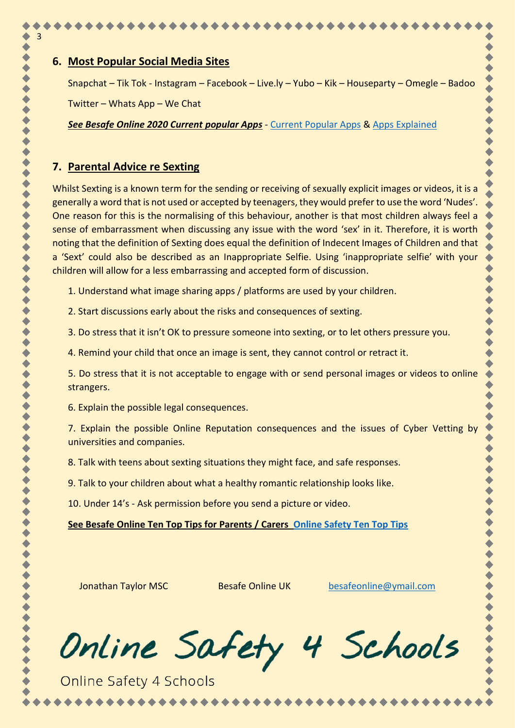## 6. Most Popular Social Media Sites

Snapchat – Tik Tok - Instagram – Facebook – Live.ly – Yubo – Kik – Houseparty – Omegle – Badoo

Twitter – Whats App – We Chat

***See Besafe Online 2020 Current popular Apps*** - Current Popular Apps & Apps Explained

## 7. Parental Advice re Sexting

Whilst Sexting is a known term for the sending or receiving of sexually explicit images or videos, it is a generally a word that is not used or accepted by teenagers, they would prefer to use the word 'Nudes'. One reason for this is the normalising of this behaviour, another is that most children always feel a sense of embarrassment when discussing any issue with the word 'sex' in it. Therefore, it is worth noting that the definition of Sexting does equal the definition of Indecent Images of Children and that a 'Sext' could also be described as an Inappropriate Selfie. Using 'inappropriate selfie' with your children will allow for a less embarrassing and accepted form of discussion.

1. Understand what image sharing apps / platforms are used by your children.
2. Start discussions early about the risks and consequences of sexting.
3. Do stress that it isn't OK to pressure someone into sexting, or to let others pressure you.
4. Remind your child that once an image is sent, they cannot control or retract it.
5. Do stress that it is not acceptable to engage with or send personal images or videos to online strangers.
6. Explain the possible legal consequences.
7. Explain the possible Online Reputation consequences and the issues of Cyber Vetting by universities and companies.
8. Talk with teens about sexting situations they might face, and safe responses.
9. Talk to your children about what a healthy romantic relationship looks like.
10. Under 14's - Ask permission before you send a picture or video.

**See Besafe Online Ten Top Tips for Parents / Carers Online Safety Ten Top Tips**

Jonathan Taylor MSC    Besafe Online UK    besafeonline@ymail.com

Online Safety 4 Schools

Online Safety 4 Schools